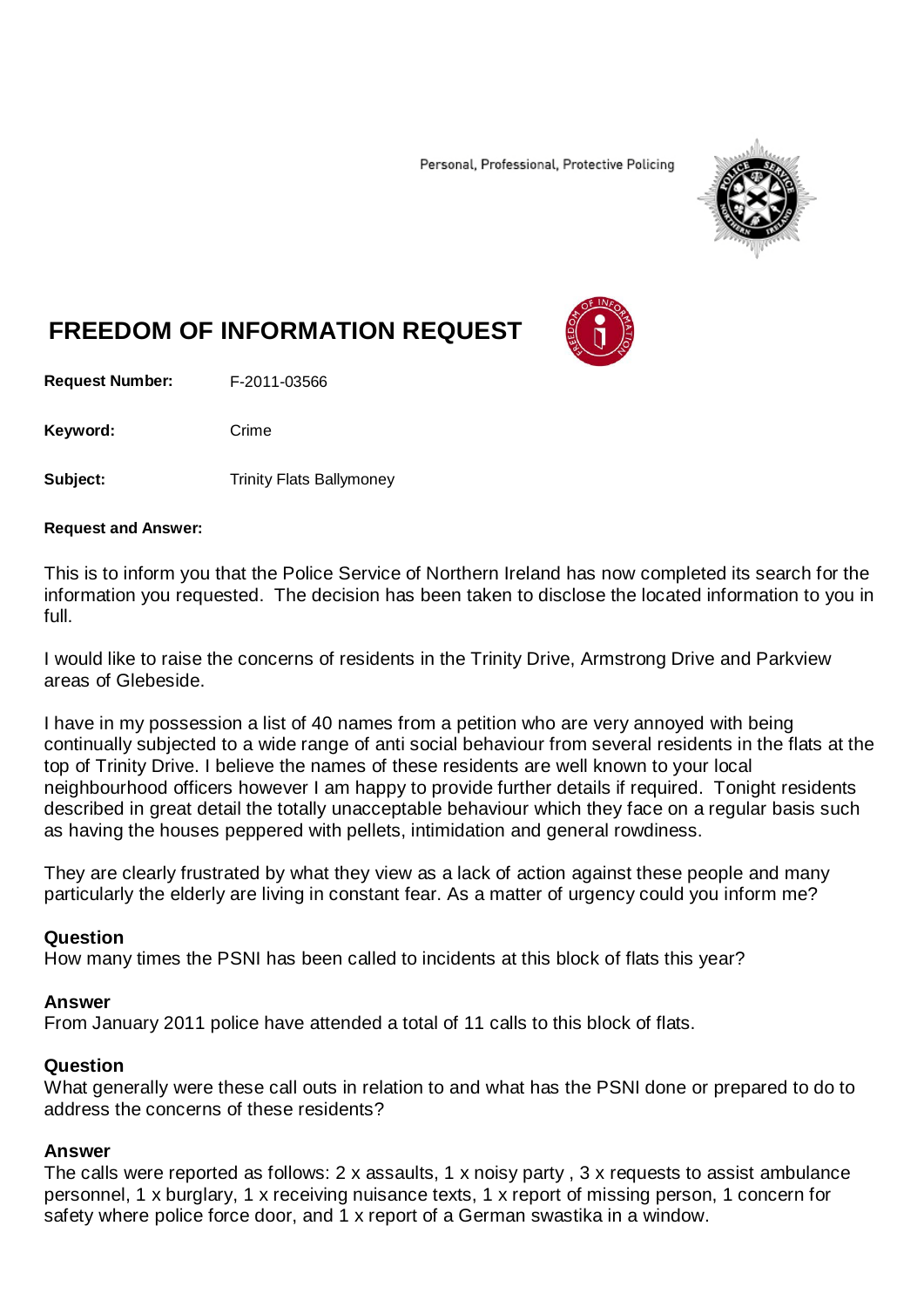Personal, Professional, Protective Policing

# FREEDOM OF INFORMATION REQUEST

**Request Number:** F-2011-03566

**Keyword:** Crime

**Subject:** Trinity Flats Ballymoney

**Request and Answer:**

This is to inform you that the Police Service of Northern Ireland has now completed its search for the information you requested. The decision has been taken to disclose the located information to you in full.

I would like to raise the concerns of residents in the Trinity Drive, Armstrong Drive and Parkview areas of Glebeside.

I have in my possession a list of 40 names from a petition who are very annoyed with being continually subjected to a wide range of anti social behaviour from several residents in the flats at the top of Trinity Drive. I believe the names of these residents are well known to your local neighbourhood officers however I am happy to provide further details if required. Tonight residents described in great detail the totally unacceptable behaviour which they face on a regular basis such as having the houses peppered with pellets, intimidation and general rowdiness.

They are clearly frustrated by what they view as a lack of action against these people and many particularly the elderly are living in constant fear. As a matter of urgency could you inform me?

**Question**
How many times the PSNI has been called to incidents at this block of flats this year?

**Answer**
From January 2011 police have attended a total of 11 calls to this block of flats.

**Question**
What generally were these call outs in relation to and what has the PSNI done or prepared to do to address the concerns of these residents?

**Answer**
The calls were reported as follows: 2 x assaults, 1 x noisy party , 3 x requests to assist ambulance personnel, 1 x burglary, 1 x receiving nuisance texts, 1 x report of missing person, 1 concern for safety where police force door, and 1 x report of a German swastika in a window.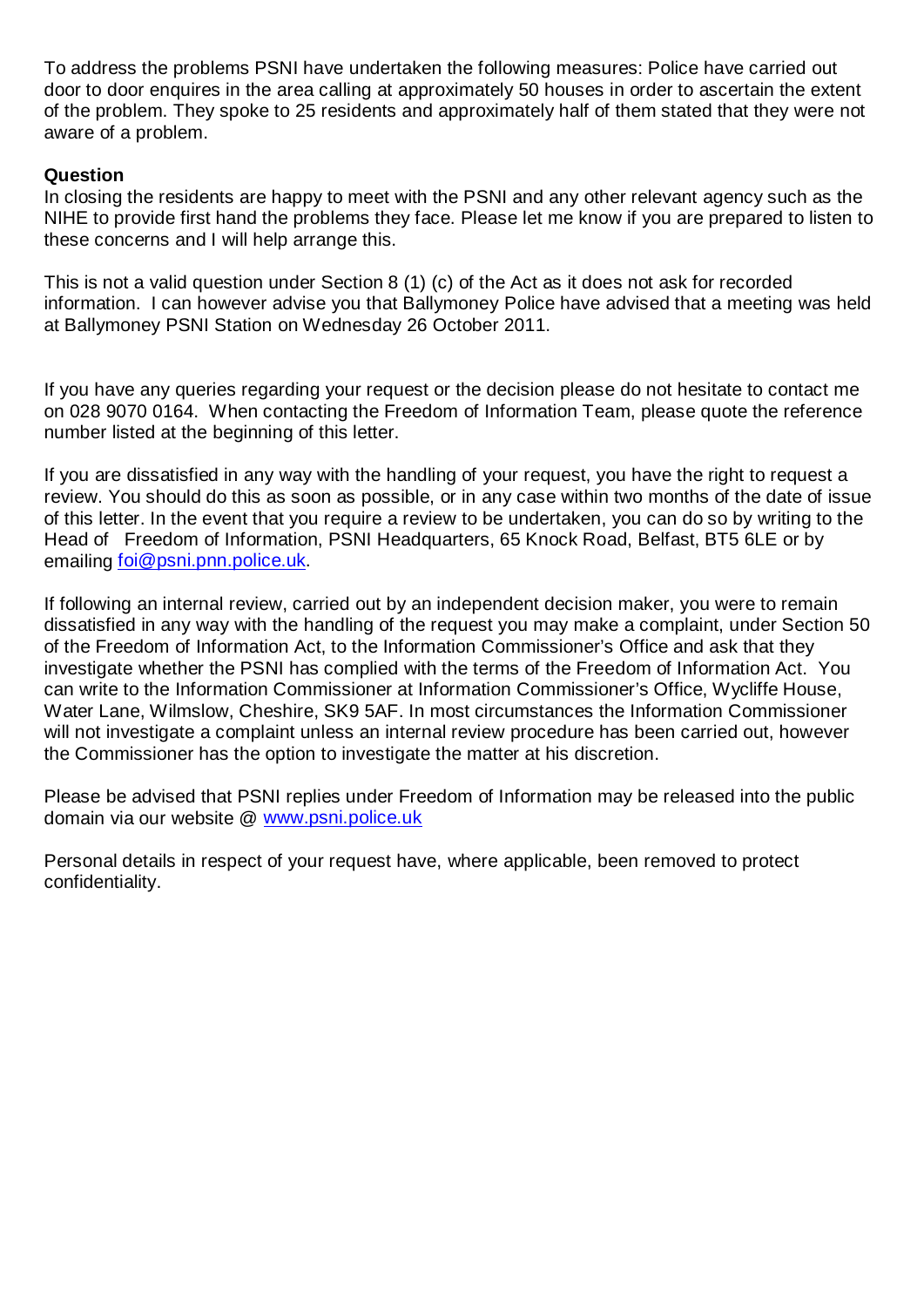To address the problems PSNI have undertaken the following measures: Police have carried out door to door enquires in the area calling at approximately 50 houses in order to ascertain the extent of the problem. They spoke to 25 residents and approximately half of them stated that they were not aware of a problem.

**Question**

In closing the residents are happy to meet with the PSNI and any other relevant agency such as the NIHE to provide first hand the problems they face. Please let me know if you are prepared to listen to these concerns and I will help arrange this.

This is not a valid question under Section 8 (1) (c) of the Act as it does not ask for recorded information. I can however advise you that Ballymoney Police have advised that a meeting was held at Ballymoney PSNI Station on Wednesday 26 October 2011.

If you have any queries regarding your request or the decision please do not hesitate to contact me on 028 9070 0164. When contacting the Freedom of Information Team, please quote the reference number listed at the beginning of this letter.

If you are dissatisfied in any way with the handling of your request, you have the right to request a review. You should do this as soon as possible, or in any case within two months of the date of issue of this letter. In the event that you require a review to be undertaken, you can do so by writing to the Head of Freedom of Information, PSNI Headquarters, 65 Knock Road, Belfast, BT5 6LE or by emailing foi@psni.pnn.police.uk.

If following an internal review, carried out by an independent decision maker, you were to remain dissatisfied in any way with the handling of the request you may make a complaint, under Section 50 of the Freedom of Information Act, to the Information Commissioner's Office and ask that they investigate whether the PSNI has complied with the terms of the Freedom of Information Act. You can write to the Information Commissioner at Information Commissioner's Office, Wycliffe House, Water Lane, Wilmslow, Cheshire, SK9 5AF. In most circumstances the Information Commissioner will not investigate a complaint unless an internal review procedure has been carried out, however the Commissioner has the option to investigate the matter at his discretion.

Please be advised that PSNI replies under Freedom of Information may be released into the public domain via our website @ www.psni.police.uk

Personal details in respect of your request have, where applicable, been removed to protect confidentiality.